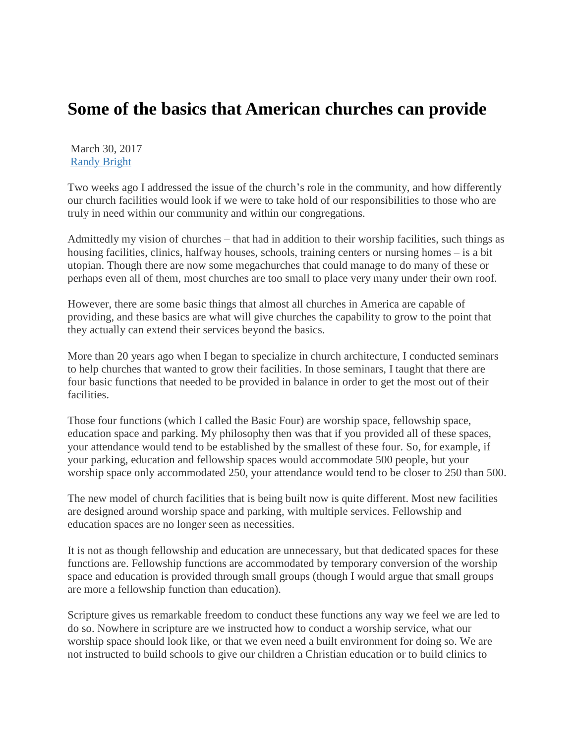# Some of the basics that American churches can provide

March 30, 2017
Randy Bright

Two weeks ago I addressed the issue of the church's role in the community, and how differently our church facilities would look if we were to take hold of our responsibilities to those who are truly in need within our community and within our congregations.

Admittedly my vision of churches – that had in addition to their worship facilities, such things as housing facilities, clinics, halfway houses, schools, training centers or nursing homes – is a bit utopian. Though there are now some megachurches that could manage to do many of these or perhaps even all of them, most churches are too small to place very many under their own roof.

However, there are some basic things that almost all churches in America are capable of providing, and these basics are what will give churches the capability to grow to the point that they actually can extend their services beyond the basics.

More than 20 years ago when I began to specialize in church architecture, I conducted seminars to help churches that wanted to grow their facilities. In those seminars, I taught that there are four basic functions that needed to be provided in balance in order to get the most out of their facilities.

Those four functions (which I called the Basic Four) are worship space, fellowship space, education space and parking. My philosophy then was that if you provided all of these spaces, your attendance would tend to be established by the smallest of these four. So, for example, if your parking, education and fellowship spaces would accommodate 500 people, but your worship space only accommodated 250, your attendance would tend to be closer to 250 than 500.

The new model of church facilities that is being built now is quite different. Most new facilities are designed around worship space and parking, with multiple services. Fellowship and education spaces are no longer seen as necessities.

It is not as though fellowship and education are unnecessary, but that dedicated spaces for these functions are. Fellowship functions are accommodated by temporary conversion of the worship space and education is provided through small groups (though I would argue that small groups are more a fellowship function than education).

Scripture gives us remarkable freedom to conduct these functions any way we feel we are led to do so. Nowhere in scripture are we instructed how to conduct a worship service, what our worship space should look like, or that we even need a built environment for doing so. We are not instructed to build schools to give our children a Christian education or to build clinics to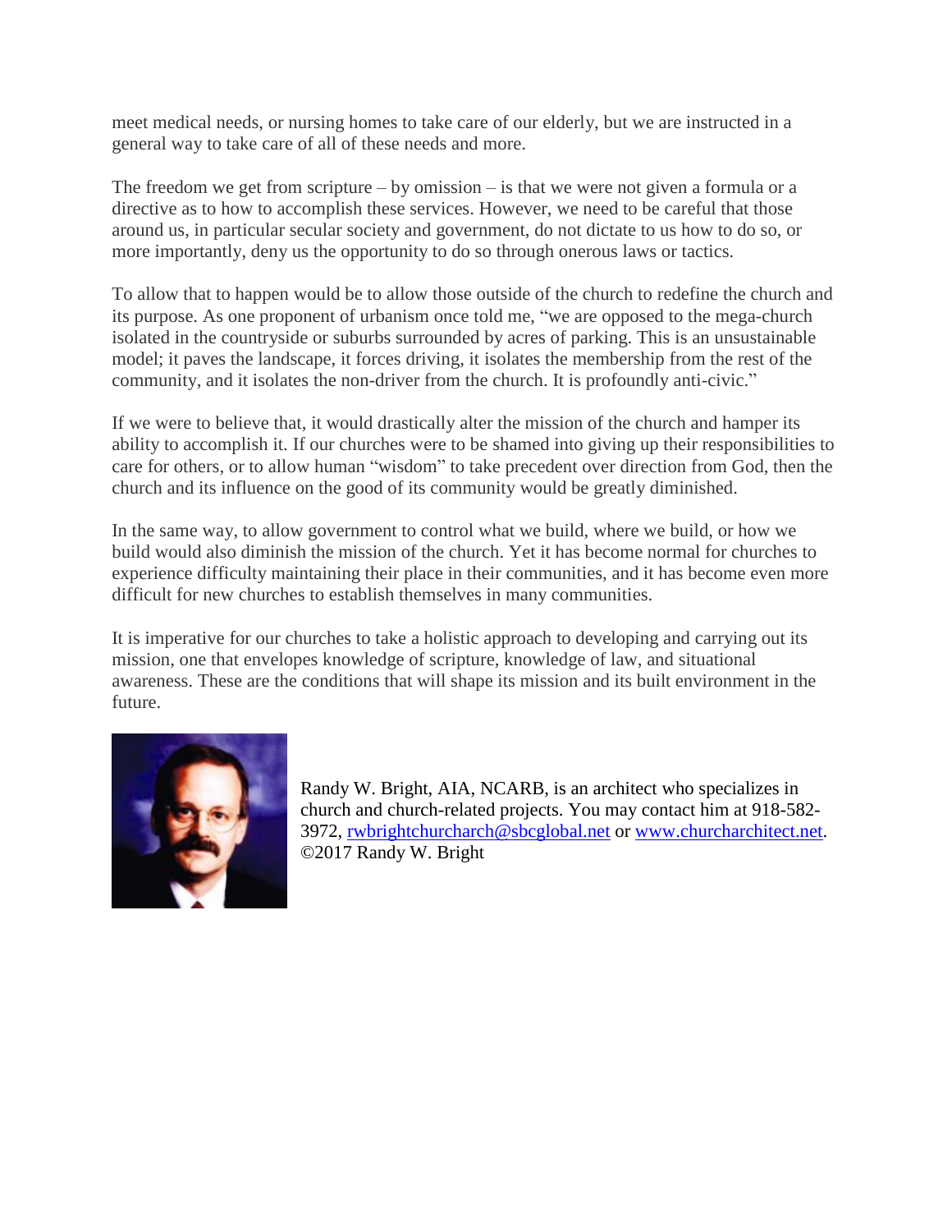meet medical needs, or nursing homes to take care of our elderly, but we are instructed in a general way to take care of all of these needs and more.

The freedom we get from scripture – by omission – is that we were not given a formula or a directive as to how to accomplish these services. However, we need to be careful that those around us, in particular secular society and government, do not dictate to us how to do so, or more importantly, deny us the opportunity to do so through onerous laws or tactics.

To allow that to happen would be to allow those outside of the church to redefine the church and its purpose. As one proponent of urbanism once told me, "we are opposed to the mega-church isolated in the countryside or suburbs surrounded by acres of parking. This is an unsustainable model; it paves the landscape, it forces driving, it isolates the membership from the rest of the community, and it isolates the non-driver from the church. It is profoundly anti-civic."

If we were to believe that, it would drastically alter the mission of the church and hamper its ability to accomplish it. If our churches were to be shamed into giving up their responsibilities to care for others, or to allow human "wisdom" to take precedent over direction from God, then the church and its influence on the good of its community would be greatly diminished.

In the same way, to allow government to control what we build, where we build, or how we build would also diminish the mission of the church. Yet it has become normal for churches to experience difficulty maintaining their place in their communities, and it has become even more difficult for new churches to establish themselves in many communities.

It is imperative for our churches to take a holistic approach to developing and carrying out its mission, one that envelopes knowledge of scripture, knowledge of law, and situational awareness. These are the conditions that will shape its mission and its built environment in the future.

Randy W. Bright, AIA, NCARB, is an architect who specializes in church and church-related projects. You may contact him at 918-582-3972, rwbrightchurcharch@sbcglobal.net or www.churcharchitect.net. ©2017 Randy W. Bright